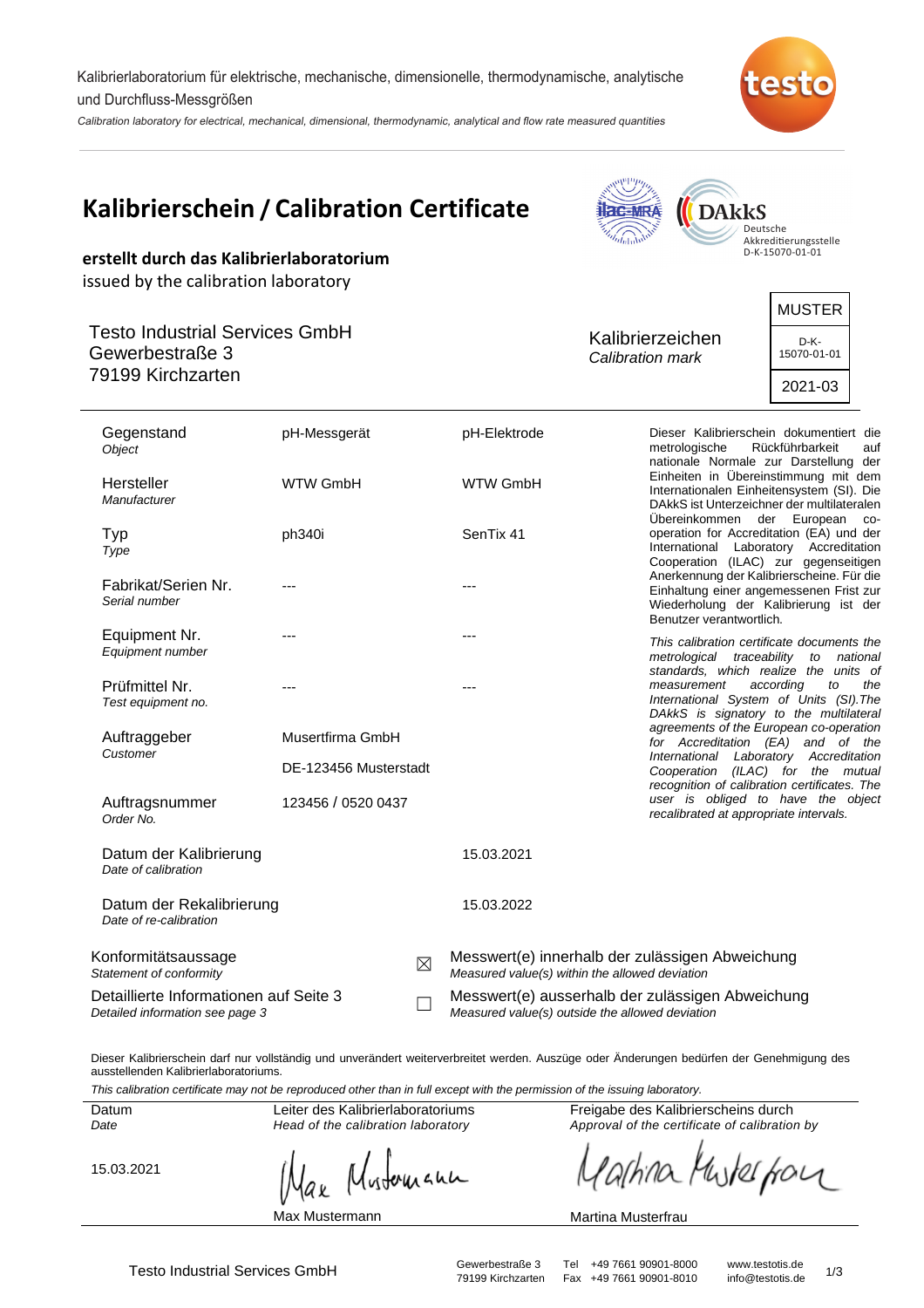Kalibrierlaboratorium für elektrische, mechanische, dimensionelle, thermodynamische, analytische und Durchfluss-Messgrößen

*Calibration laboratory for electrical, mechanical, dimensional, thermodynamic, analytical and flow rate measured quantities*

# Kalibrierschein / Calibration Certificate

ilac-MRA DAkkS Deutsche Akkreditierungsstelle D-K-15070-01-01

**erstellt durch das Kalibrierlaboratorium**
issued by the calibration laboratory

Testo Industrial Services GmbH
Gewerbestraße 3
79199 Kirchzarten

Kalibrierzeichen
*Calibration mark*

| MUSTER |
|---|
| D-K-15070-01-01 |
| 2021-03 |

| | | |
|---|---|---|
| Gegenstand *Object* | pH-Messgerät | pH-Elektrode |
| Hersteller *Manufacturer* | WTW GmbH | WTW GmbH |
| Typ *Type* | ph340i | SenTix 41 |
| Fabrikat/Serien Nr. *Serial number* | --- | --- |
| Equipment Nr. *Equipment number* | --- | --- |
| Prüfmittel Nr. *Test equipment no.* | --- | --- |
| Auftraggeber *Customer* | Musertfirma GmbH<br>DE-123456 Musterstadt | |
| Auftragsnummer *Order No.* | 123456 / 0520 0437 | |
| Datum der Kalibrierung *Date of calibration* | | 15.03.2021 |
| Datum der Rekalibrierung *Date of re-calibration* | | 15.03.2022 |

Dieser Kalibrierschein dokumentiert die metrologische Rückführbarkeit auf nationale Normale zur Darstellung der Einheiten in Übereinstimmung mit dem Internationalen Einheitensystem (SI). Die DAkkS ist Unterzeichner der multilateralen Übereinkommen der European co-operation for Accreditation (EA) und der International Laboratory Accreditation Cooperation (ILAC) zur gegenseitigen Anerkennung der Kalibrierscheine. Für die Einhaltung einer angemessenen Frist zur Wiederholung der Kalibrierung ist der Benutzer verantwortlich.

*This calibration certificate documents the metrological traceability to national standards, which realize the units of measurement according to the International System of Units (SI). The DAkkS is signatory to the multilateral agreements of the European co-operation for Accreditation (EA) and of the International Laboratory Accreditation Cooperation (ILAC) for the mutual recognition of calibration certificates. The user is obliged to have the object recalibrated at appropriate intervals.*

Konformitätsaussage
*Statement of conformity*

Detaillierte Informationen auf Seite 3
*Detailed information see page 3*

☒ Messwert(e) innerhalb der zulässigen Abweichung
*Measured value(s) within the allowed deviation*

☐ Messwert(e) ausserhalb der zulässigen Abweichung
*Measured value(s) outside the allowed deviation*

Dieser Kalibrierschein darf nur vollständig und unverändert weiterverbreitet werden. Auszüge oder Änderungen bedürfen der Genehmigung des ausstellenden Kalibrierlaboratoriums.

*This calibration certificate may not be reproduced other than in full except with the permission of the issuing laboratory.*

| Datum *Date* | Leiter des Kalibrierlaboratoriums *Head of the calibration laboratory* | Freigabe des Kalibrierscheins durch *Approval of the certificate of calibration by* |
|---|---|---|
| 15.03.2021 | Max Mustermann | Martina Musterfrau |

Testo Industrial Services GmbH — Gewerbestraße 3, 79199 Kirchzarten — Tel +49 7661 90901-8000, Fax +49 7661 90901-8010 — www.testotis.de, info@testotis.de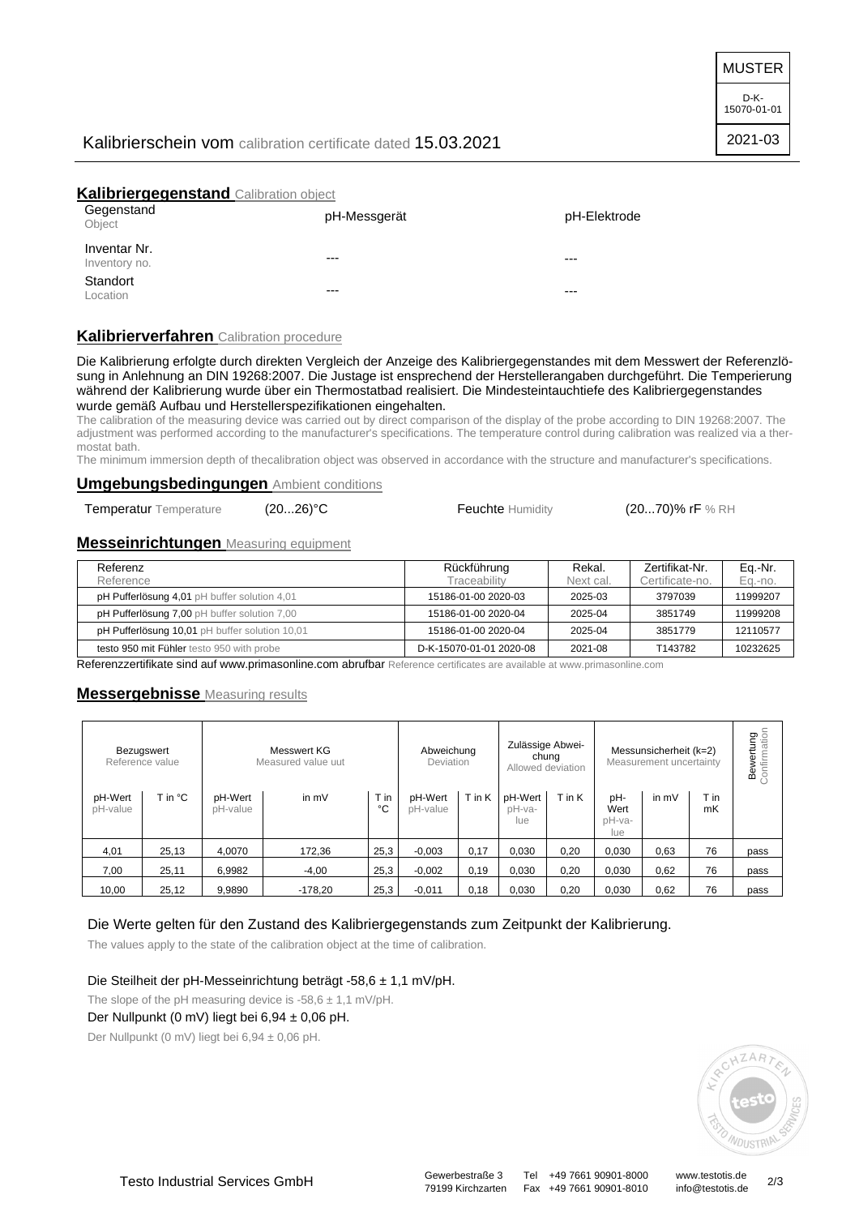MUSTER

D-K-15070-01-01

2021-03

# Kalibrierschein vom calibration certificate dated 15.03.2021

## Kalibriergegenstand Calibration object

| Gegenstand Object | pH-Messgerät | pH-Elektrode |
|---|---|---|
| Inventar Nr. Inventory no. | --- | --- |
| Standort Location | --- | --- |

## Kalibrierverfahren Calibration procedure

Die Kalibrierung erfolgte durch direkten Vergleich der Anzeige des Kalibriergegenstandes mit dem Messwert der Referenzlösung in Anlehnung an DIN 19268:2007. Die Justage ist ensprechend der Herstellerangaben durchgeführt. Die Temperierung während der Kalibrierung wurde über ein Thermostatbad realisiert. Die Mindesteintauchtiefe des Kalibriergegenstandes wurde gemäß Aufbau und Herstellerspezifikationen eingehalten.

The calibration of the measuring device was carried out by direct comparison of the display of the probe according to DIN 19268:2007. The adjustment was performed according to the manufacturer's specifications. The temperature control during calibration was realized via a thermostat bath.

The minimum immersion depth of thecalibration object was observed in accordance with the structure and manufacturer's specifications.

## Umgebungsbedingungen Ambient conditions

Temperatur Temperature (20...26)°C Feuchte Humidity (20...70)% rF % RH

## Messeinrichtungen Measuring equipment

| Referenz Reference | Rückführung Traceability | Rekal. Next cal. | Zertifikat-Nr. Certificate-no. | Eq.-Nr. Eq.-no. |
|---|---|---|---|---|
| pH Pufferlösung 4,01 pH buffer solution 4,01 | 15186-01-00 2020-03 | 2025-03 | 3797039 | 11999207 |
| pH Pufferlösung 7,00 pH buffer solution 7,00 | 15186-01-00 2020-04 | 2025-04 | 3851749 | 11999208 |
| pH Pufferlösung 10,01 pH buffer solution 10,01 | 15186-01-00 2020-04 | 2025-04 | 3851779 | 12110577 |
| testo 950 mit Fühler testo 950 with probe | D-K-15070-01-01 2020-08 | 2021-08 | T143782 | 10232625 |

Referenzzertifikate sind auf www.primasonline.com abrufbar Reference certificates are available at www.primasonline.com

## Messergebnisse Measuring results

| Bezugswert Reference value | | Messwert KG Measured value uut | | | Abweichung Deviation | | Zulässige Abweichung Allowed deviation | | Messunsicherheit (k=2) Measurement uncertainty | | | Bewertung Confirmation |
|---|---|---|---|---|---|---|---|---|---|---|---|---|
| pH-Wert pH-value | T in °C | pH-Wert pH-value | in mV | T in °C | pH-Wert pH-value | T in K | pH-Wert pH-value | T in K | pH-Wert pH-value | in mV | T in mK | |
| 4,01 | 25,13 | 4,0070 | 172,36 | 25,3 | -0,003 | 0,17 | 0,030 | 0,20 | 0,030 | 0,63 | 76 | pass |
| 7,00 | 25,11 | 6,9982 | -4,00 | 25,3 | -0,002 | 0,19 | 0,030 | 0,20 | 0,030 | 0,62 | 76 | pass |
| 10,00 | 25,12 | 9,9890 | -178,20 | 25,3 | -0,011 | 0,18 | 0,030 | 0,20 | 0,030 | 0,62 | 76 | pass |

Die Werte gelten für den Zustand des Kalibriergegenstands zum Zeitpunkt der Kalibrierung.

The values apply to the state of the calibration object at the time of calibration.

Die Steilheit der pH-Messeinrichtung beträgt -58,6 ± 1,1 mV/pH.

The slope of the pH measuring device is -58,6 ± 1,1 mV/pH.

Der Nullpunkt (0 mV) liegt bei 6,94 ± 0,06 pH.

Der Nullpunkt (0 mV) liegt bei 6,94 ± 0,06 pH.

Testo Industrial Services GmbH — Gewerbestraße 3, 79199 Kirchzarten — Tel +49 7661 90901-8000, Fax +49 7661 90901-8010 — www.testotis.de, info@testotis.de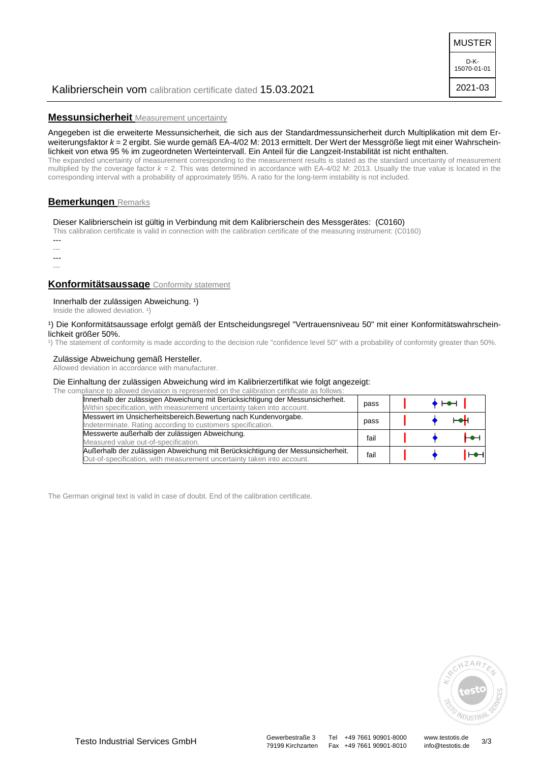MUSTER

D-K-15070-01-01

2021-03

Kalibrierschein vom calibration certificate dated 15.03.2021

## Messunsicherheit Measurement uncertainty

Angegeben ist die erweiterte Messunsicherheit, die sich aus der Standardmessunsicherheit durch Multiplikation mit dem Erweiterungsfaktor $k$ = 2 ergibt. Sie wurde gemäß EA-4/02 M: 2013 ermittelt. Der Wert der Messgröße liegt mit einer Wahrscheinlichkeit von etwa 95 % im zugeordneten Werteintervall. Ein Anteil für die Langzeit-Instabilität ist nicht enthalten.

The expanded uncertainty of measurement corresponding to the measurement results is stated as the standard uncertainty of measurement multiplied by the coverage factor $k$ = 2. This was determined in accordance with EA-4/02 M: 2013. Usually the true value is located in the corresponding interval with a probability of approximately 95%. A ratio for the long-term instability is not included.

## Bemerkungen Remarks

Dieser Kalibrierschein ist gültig in Verbindung mit dem Kalibrierschein des Messgerätes: (C0160)

This calibration certificate is valid in connection with the calibration certificate of the measuring instrument: (C0160)

---

---

---

---

## Konformitätsaussage Conformity statement

Innerhalb der zulässigen Abweichung. [1])

Inside the allowed deviation. [1])

[1]) Die Konformitätsaussage erfolgt gemäß der Entscheidungsregel "Vertrauensniveau 50" mit einer Konformitätswahrscheinlichkeit größer 50%.

[1]) The statement of conformity is made according to the decision rule "confidence level 50" with a probability of conformity greater than 50%.

Zulässige Abweichung gemäß Hersteller.

Allowed deviation in accordance with manufacturer.

Die Einhaltung der zulässigen Abweichung wird im Kalibrierzertifikat wie folgt angezeigt:

The compliance to allowed deviation is represented on the calibration certificate as follows:

| | | |
|---|---|---|
| Innerhalb der zulässigen Abweichung mit Berücksichtigung der Messunsicherheit.<br>Within specification, with measurement uncertainty taken into account. | pass | |
| Messwert im Unsicherheitsbereich.Bewertung nach Kundenvorgabe.<br>Indeterminate. Rating according to customers specification. | pass | |
| Messwerte außerhalb der zulässigen Abweichung.<br>Measured value out-of-specification. | fail | |
| Außerhalb der zulässigen Abweichung mit Berücksichtigung der Messunsicherheit.<br>Out-of-specification, with measurement uncertainty taken into account. | fail | |

The German original text is valid in case of doubt. End of the calibration certificate.

Testo Industrial Services GmbH

Gewerbestraße 3
79199 Kirchzarten

Tel +49 7661 90901-8000
Fax +49 7661 90901-8010

www.testotis.de
info@testotis.de